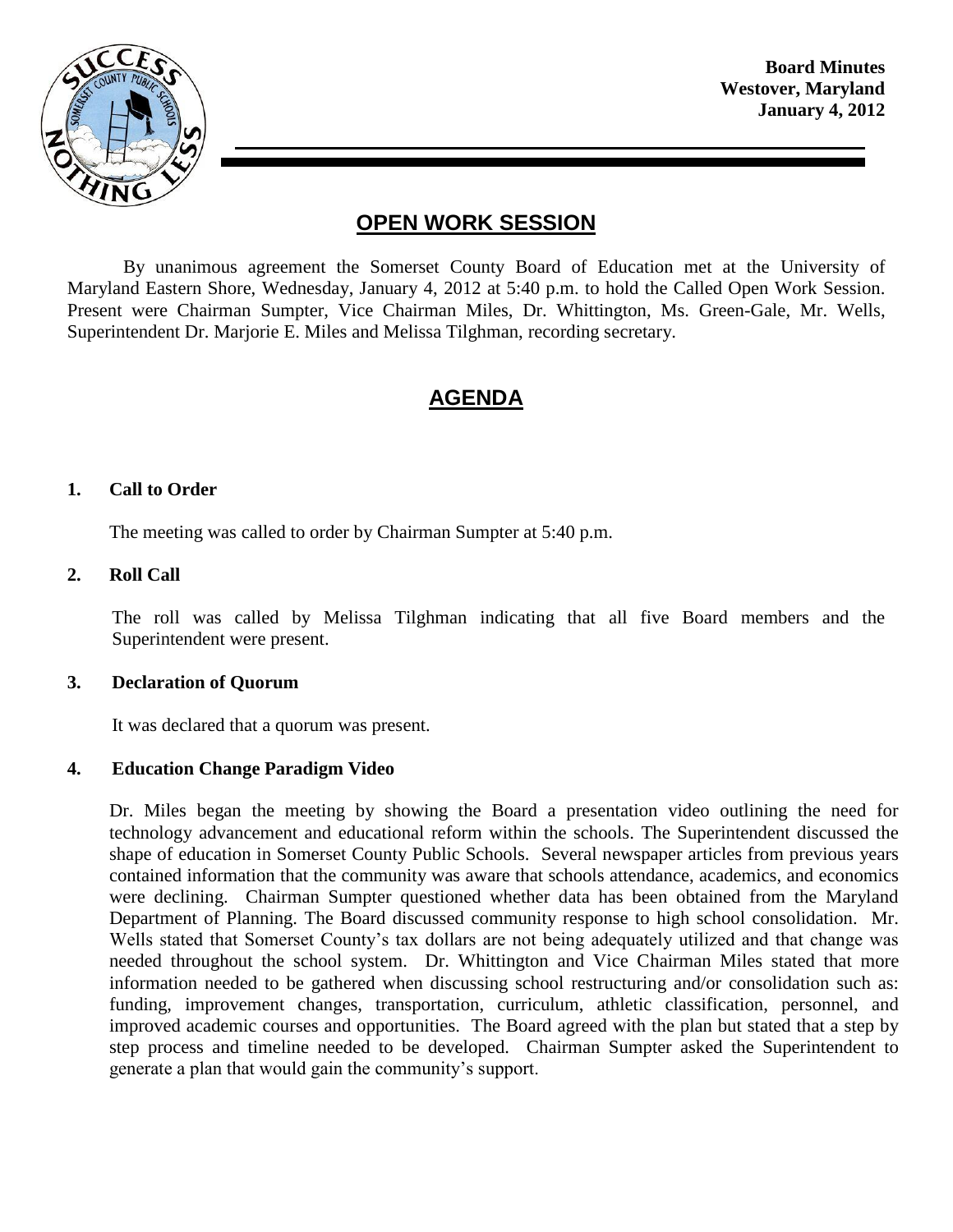**Board Minutes**
**Westover, Maryland**
**January 4, 2012**

## OPEN WORK SESSION

By unanimous agreement the Somerset County Board of Education met at the University of Maryland Eastern Shore, Wednesday, January 4, 2012 at 5:40 p.m. to hold the Called Open Work Session. Present were Chairman Sumpter, Vice Chairman Miles, Dr. Whittington, Ms. Green-Gale, Mr. Wells, Superintendent Dr. Marjorie E. Miles and Melissa Tilghman, recording secretary.

## AGENDA

### 1. Call to Order

The meeting was called to order by Chairman Sumpter at 5:40 p.m.

### 2. Roll Call

The roll was called by Melissa Tilghman indicating that all five Board members and the Superintendent were present.

### 3. Declaration of Quorum

It was declared that a quorum was present.

### 4. Education Change Paradigm Video

Dr. Miles began the meeting by showing the Board a presentation video outlining the need for technology advancement and educational reform within the schools. The Superintendent discussed the shape of education in Somerset County Public Schools. Several newspaper articles from previous years contained information that the community was aware that schools attendance, academics, and economics were declining. Chairman Sumpter questioned whether data has been obtained from the Maryland Department of Planning. The Board discussed community response to high school consolidation. Mr. Wells stated that Somerset County's tax dollars are not being adequately utilized and that change was needed throughout the school system. Dr. Whittington and Vice Chairman Miles stated that more information needed to be gathered when discussing school restructuring and/or consolidation such as: funding, improvement changes, transportation, curriculum, athletic classification, personnel, and improved academic courses and opportunities. The Board agreed with the plan but stated that a step by step process and timeline needed to be developed. Chairman Sumpter asked the Superintendent to generate a plan that would gain the community's support.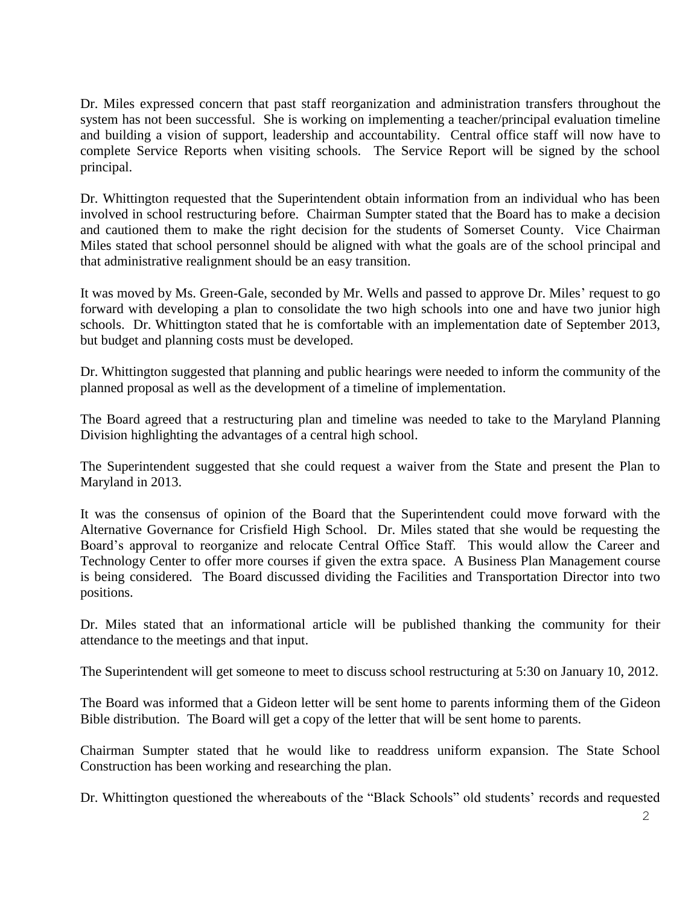Dr. Miles expressed concern that past staff reorganization and administration transfers throughout the system has not been successful. She is working on implementing a teacher/principal evaluation timeline and building a vision of support, leadership and accountability. Central office staff will now have to complete Service Reports when visiting schools. The Service Report will be signed by the school principal.

Dr. Whittington requested that the Superintendent obtain information from an individual who has been involved in school restructuring before. Chairman Sumpter stated that the Board has to make a decision and cautioned them to make the right decision for the students of Somerset County. Vice Chairman Miles stated that school personnel should be aligned with what the goals are of the school principal and that administrative realignment should be an easy transition.

It was moved by Ms. Green-Gale, seconded by Mr. Wells and passed to approve Dr. Miles' request to go forward with developing a plan to consolidate the two high schools into one and have two junior high schools. Dr. Whittington stated that he is comfortable with an implementation date of September 2013, but budget and planning costs must be developed.

Dr. Whittington suggested that planning and public hearings were needed to inform the community of the planned proposal as well as the development of a timeline of implementation.

The Board agreed that a restructuring plan and timeline was needed to take to the Maryland Planning Division highlighting the advantages of a central high school.

The Superintendent suggested that she could request a waiver from the State and present the Plan to Maryland in 2013.

It was the consensus of opinion of the Board that the Superintendent could move forward with the Alternative Governance for Crisfield High School. Dr. Miles stated that she would be requesting the Board's approval to reorganize and relocate Central Office Staff. This would allow the Career and Technology Center to offer more courses if given the extra space. A Business Plan Management course is being considered. The Board discussed dividing the Facilities and Transportation Director into two positions.

Dr. Miles stated that an informational article will be published thanking the community for their attendance to the meetings and that input.

The Superintendent will get someone to meet to discuss school restructuring at 5:30 on January 10, 2012.

The Board was informed that a Gideon letter will be sent home to parents informing them of the Gideon Bible distribution. The Board will get a copy of the letter that will be sent home to parents.

Chairman Sumpter stated that he would like to readdress uniform expansion. The State School Construction has been working and researching the plan.

Dr. Whittington questioned the whereabouts of the "Black Schools" old students' records and requested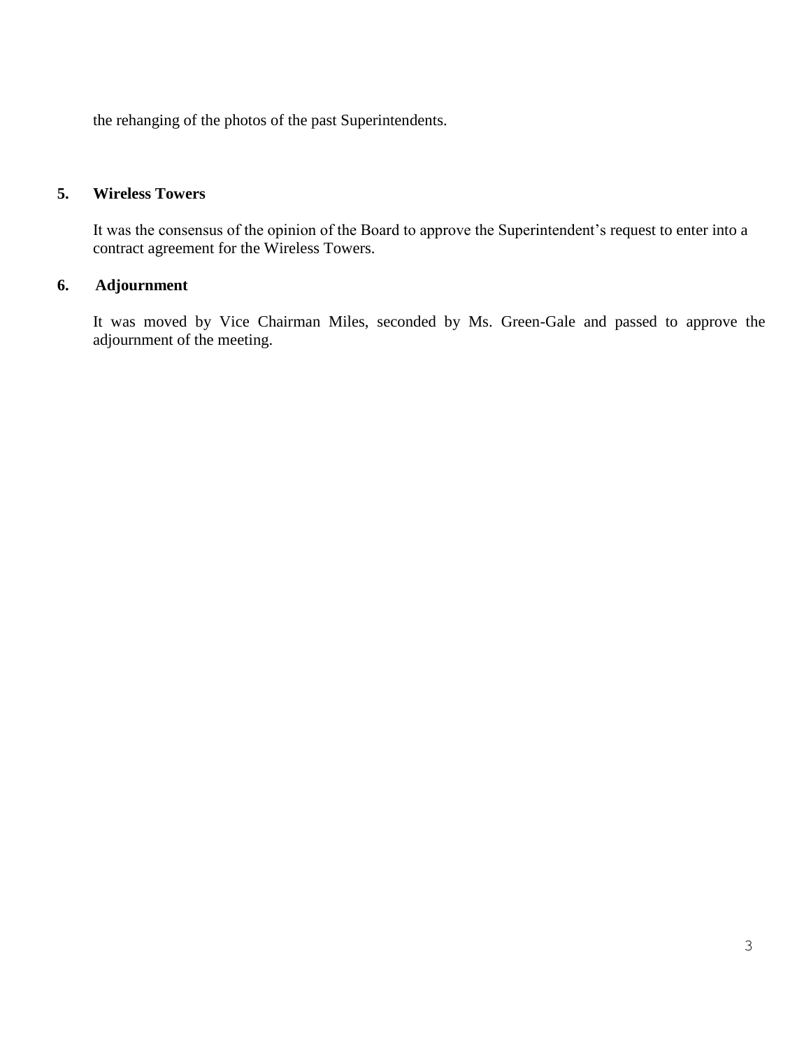the rehanging of the photos of the past Superintendents.

**5. Wireless Towers**

It was the consensus of the opinion of the Board to approve the Superintendent's request to enter into a contract agreement for the Wireless Towers.

**6. Adjournment**

It was moved by Vice Chairman Miles, seconded by Ms. Green-Gale and passed to approve the adjournment of the meeting.